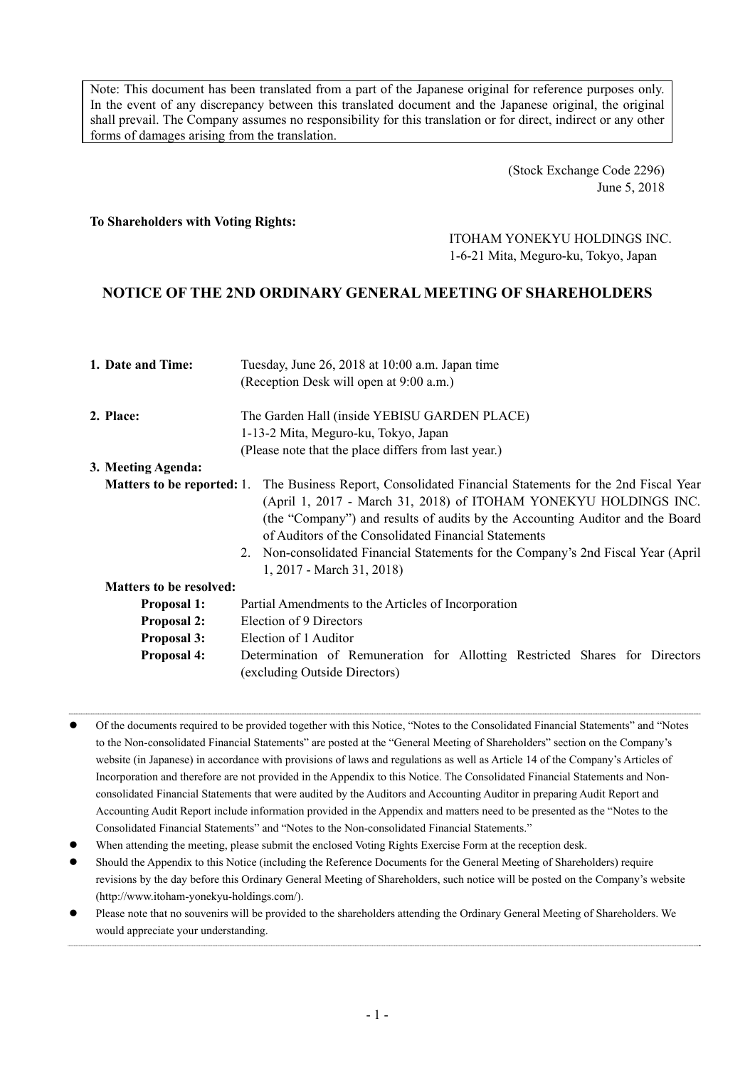Note: This document has been translated from a part of the Japanese original for reference purposes only. In the event of any discrepancy between this translated document and the Japanese original, the original shall prevail. The Company assumes no responsibility for this translation or for direct, indirect or any other forms of damages arising from the translation.

(Stock Exchange Code 2296)
June 5, 2018

**To Shareholders with Voting Rights:**

ITOHAM YONEKYU HOLDINGS INC.
1-6-21 Mita, Meguro-ku, Tokyo, Japan

# NOTICE OF THE 2ND ORDINARY GENERAL MEETING OF SHAREHOLDERS

**1. Date and Time:** Tuesday, June 26, 2018 at 10:00 a.m. Japan time
(Reception Desk will open at 9:00 a.m.)

**2. Place:** The Garden Hall (inside YEBISU GARDEN PLACE)
1-13-2 Mita, Meguro-ku, Tokyo, Japan
(Please note that the place differs from last year.)

**3. Meeting Agenda:**

**Matters to be reported:**

1. The Business Report, Consolidated Financial Statements for the 2nd Fiscal Year (April 1, 2017 - March 31, 2018) of ITOHAM YONEKYU HOLDINGS INC. (the "Company") and results of audits by the Accounting Auditor and the Board of Auditors of the Consolidated Financial Statements
2. Non-consolidated Financial Statements for the Company's 2nd Fiscal Year (April 1, 2017 - March 31, 2018)

**Matters to be resolved:**

**Proposal 1:** Partial Amendments to the Articles of Incorporation

**Proposal 2:** Election of 9 Directors

**Proposal 3:** Election of 1 Auditor

**Proposal 4:** Determination of Remuneration for Allotting Restricted Shares for Directors (excluding Outside Directors)

---

- Of the documents required to be provided together with this Notice, "Notes to the Consolidated Financial Statements" and "Notes to the Non-consolidated Financial Statements" are posted at the "General Meeting of Shareholders" section on the Company's website (in Japanese) in accordance with provisions of laws and regulations as well as Article 14 of the Company's Articles of Incorporation and therefore are not provided in the Appendix to this Notice. The Consolidated Financial Statements and Non-consolidated Financial Statements that were audited by the Auditors and Accounting Auditor in preparing Audit Report and Accounting Audit Report include information provided in the Appendix and matters need to be presented as the "Notes to the Consolidated Financial Statements" and "Notes to the Non-consolidated Financial Statements."
- When attending the meeting, please submit the enclosed Voting Rights Exercise Form at the reception desk.
- Should the Appendix to this Notice (including the Reference Documents for the General Meeting of Shareholders) require revisions by the day before this Ordinary General Meeting of Shareholders, such notice will be posted on the Company's website (http://www.itoham-yonekyu-holdings.com/).
- Please note that no souvenirs will be provided to the shareholders attending the Ordinary General Meeting of Shareholders. We would appreciate your understanding.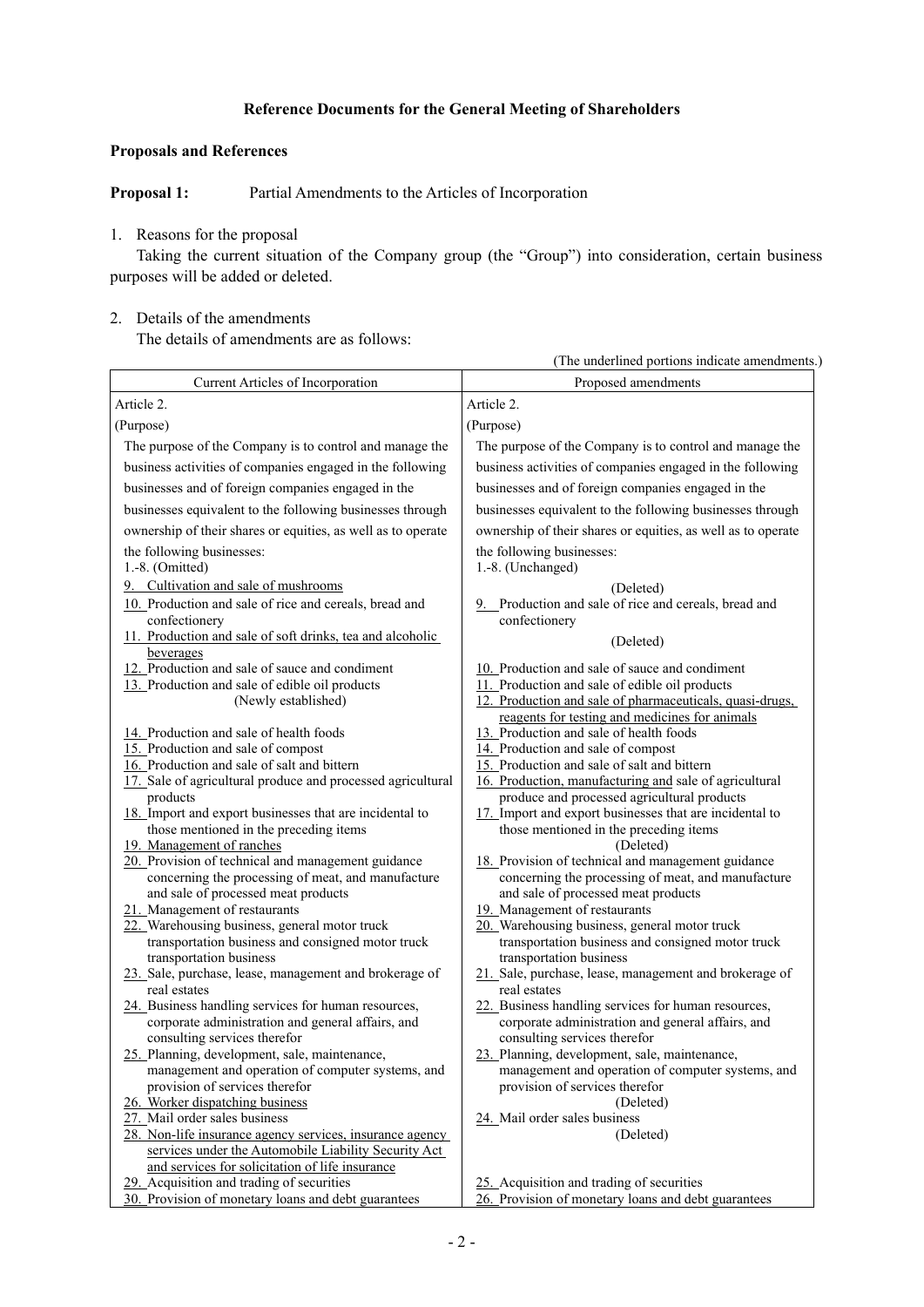**Reference Documents for the General Meeting of Shareholders**

**Proposals and References**

**Proposal 1:** Partial Amendments to the Articles of Incorporation

1. Reasons for the proposal

Taking the current situation of the Company group (the "Group") into consideration, certain business purposes will be added or deleted.

2. Details of the amendments

The details of amendments are as follows:

(The underlined portions indicate amendments.)

| Current Articles of Incorporation | Proposed amendments |
|---|---|
| Article 2. | Article 2. |
| (Purpose) | (Purpose) |
| The purpose of the Company is to control and manage the business activities of companies engaged in the following businesses and of foreign companies engaged in the businesses equivalent to the following businesses through ownership of their shares or equities, as well as to operate the following businesses: | The purpose of the Company is to control and manage the business activities of companies engaged in the following businesses and of foreign companies engaged in the businesses equivalent to the following businesses through ownership of their shares or equities, as well as to operate the following businesses: |
| 1.-8. (Omitted) | 1.-8. (Unchanged) |
| 9. Cultivation and sale of mushrooms | (Deleted) |
| 10. Production and sale of rice and cereals, bread and confectionery | 9. Production and sale of rice and cereals, bread and confectionery |
| 11. Production and sale of soft drinks, tea and alcoholic beverages | (Deleted) |
| 12. Production and sale of sauce and condiment | 10. Production and sale of sauce and condiment |
| 13. Production and sale of edible oil products | 11. Production and sale of edible oil products |
| (Newly established) | 12. Production and sale of pharmaceuticals, quasi-drugs, reagents for testing and medicines for animals |
| 14. Production and sale of health foods | 13. Production and sale of health foods |
| 15. Production and sale of compost | 14. Production and sale of compost |
| 16. Production and sale of salt and bittern | 15. Production and sale of salt and bittern |
| 17. Sale of agricultural produce and processed agricultural products | 16. Production, manufacturing and sale of agricultural produce and processed agricultural products |
| 18. Import and export businesses that are incidental to those mentioned in the preceding items | 17. Import and export businesses that are incidental to those mentioned in the preceding items |
| 19. Management of ranches | (Deleted) |
| 20. Provision of technical and management guidance concerning the processing of meat, and manufacture and sale of processed meat products | 18. Provision of technical and management guidance concerning the processing of meat, and manufacture and sale of processed meat products |
| 21. Management of restaurants | 19. Management of restaurants |
| 22. Warehousing business, general motor truck transportation business and consigned motor truck transportation business | 20. Warehousing business, general motor truck transportation business and consigned motor truck transportation business |
| 23. Sale, purchase, lease, management and brokerage of real estates | 21. Sale, purchase, lease, management and brokerage of real estates |
| 24. Business handling services for human resources, corporate administration and general affairs, and consulting services therefor | 22. Business handling services for human resources, corporate administration and general affairs, and consulting services therefor |
| 25. Planning, development, sale, maintenance, management and operation of computer systems, and provision of services therefor | 23. Planning, development, sale, maintenance, management and operation of computer systems, and provision of services therefor |
| 26. Worker dispatching business | (Deleted) |
| 27. Mail order sales business | 24. Mail order sales business |
| 28. Non-life insurance agency services, insurance agency services under the Automobile Liability Security Act and services for solicitation of life insurance | (Deleted) |
| 29. Acquisition and trading of securities | 25. Acquisition and trading of securities |
| 30. Provision of monetary loans and debt guarantees | 26. Provision of monetary loans and debt guarantees |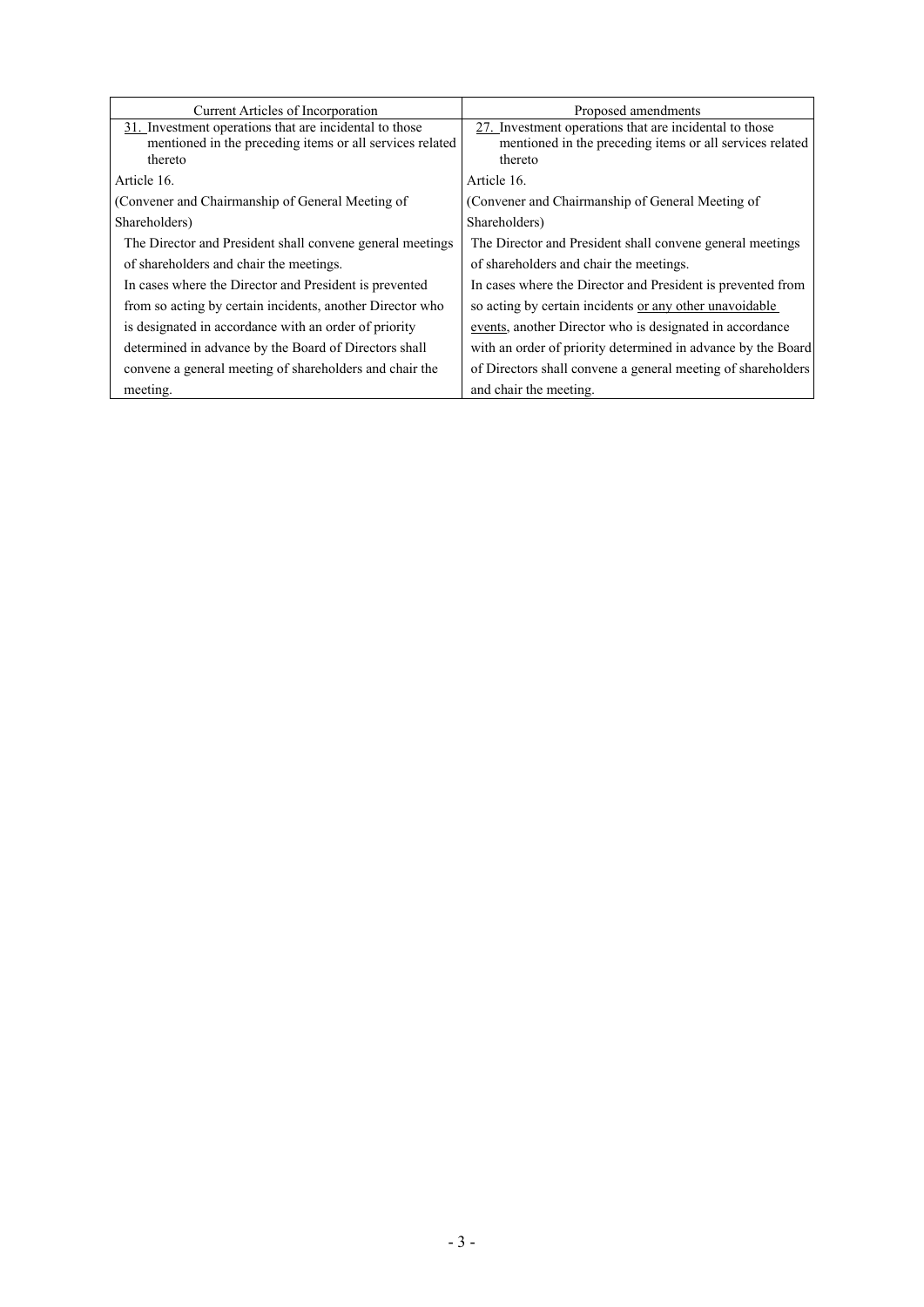| Current Articles of Incorporation | Proposed amendments |
|---|---|
| 31. Investment operations that are incidental to those mentioned in the preceding items or all services related thereto | 27. Investment operations that are incidental to those mentioned in the preceding items or all services related thereto |
| Article 16. | Article 16. |
| (Convener and Chairmanship of General Meeting of Shareholders) | (Convener and Chairmanship of General Meeting of Shareholders) |
| The Director and President shall convene general meetings of shareholders and chair the meetings. | The Director and President shall convene general meetings of shareholders and chair the meetings. |
| In cases where the Director and President is prevented from so acting by certain incidents, another Director who is designated in accordance with an order of priority determined in advance by the Board of Directors shall convene a general meeting of shareholders and chair the meeting. | In cases where the Director and President is prevented from so acting by certain incidents or any other unavoidable events, another Director who is designated in accordance with an order of priority determined in advance by the Board of Directors shall convene a general meeting of shareholders and chair the meeting. |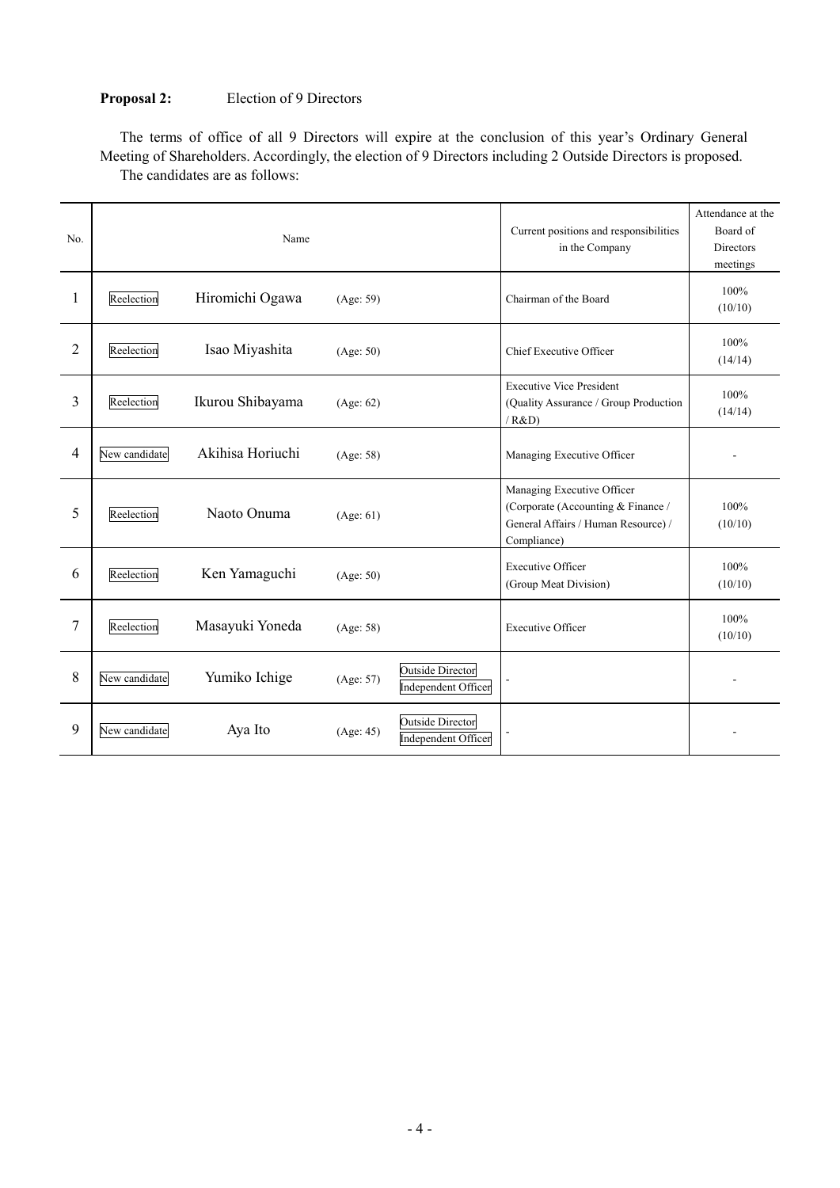**Proposal 2:** Election of 9 Directors

The terms of office of all 9 Directors will expire at the conclusion of this year's Ordinary General Meeting of Shareholders. Accordingly, the election of 9 Directors including 2 Outside Directors is proposed.

The candidates are as follows:

| No. | Name | | | | Current positions and responsibilities in the Company | Attendance at the Board of Directors meetings |
|---|---|---|---|---|---|---|
| 1 | Reelection | Hiromichi Ogawa | (Age: 59) | | Chairman of the Board | 100% (10/10) |
| 2 | Reelection | Isao Miyashita | (Age: 50) | | Chief Executive Officer | 100% (14/14) |
| 3 | Reelection | Ikurou Shibayama | (Age: 62) | | Executive Vice President (Quality Assurance / Group Production / R&D) | 100% (14/14) |
| 4 | New candidate | Akihisa Horiuchi | (Age: 58) | | Managing Executive Officer | - |
| 5 | Reelection | Naoto Onuma | (Age: 61) | | Managing Executive Officer (Corporate (Accounting & Finance / General Affairs / Human Resource) / Compliance) | 100% (10/10) |
| 6 | Reelection | Ken Yamaguchi | (Age: 50) | | Executive Officer (Group Meat Division) | 100% (10/10) |
| 7 | Reelection | Masayuki Yoneda | (Age: 58) | | Executive Officer | 100% (10/10) |
| 8 | New candidate | Yumiko Ichige | (Age: 57) | Outside Director Independent Officer | - | - |
| 9 | New candidate | Aya Ito | (Age: 45) | Outside Director Independent Officer | - | - |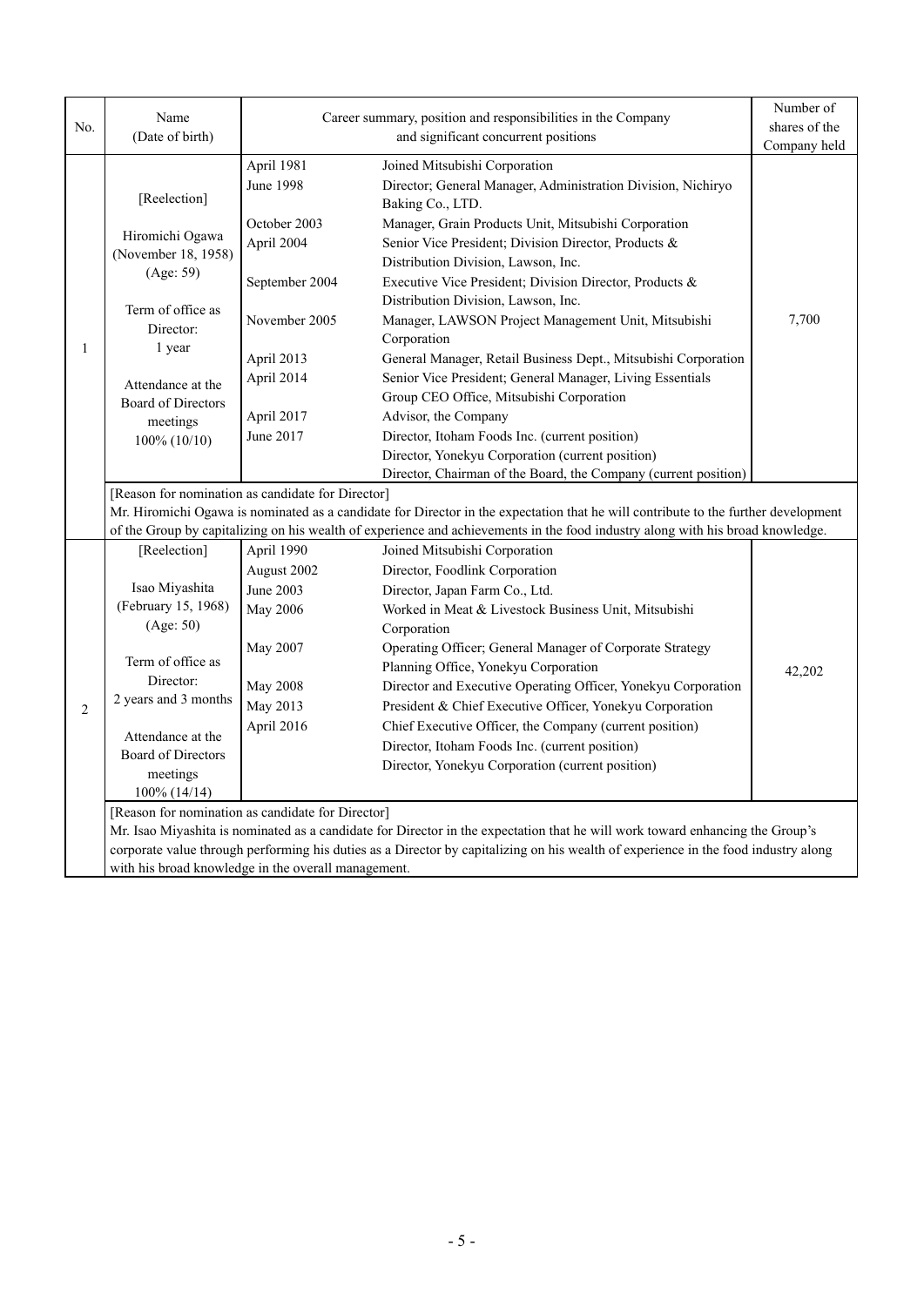| No. | Name<br>(Date of birth) | Career summary, position and responsibilities in the Company and significant concurrent positions | | Number of shares of the Company held |
|---|---|---|---|---|
| 1 | [Reelection]<br><br>Hiromichi Ogawa<br>(November 18, 1958)<br>(Age: 59)<br><br>Term of office as Director:<br>1 year<br><br>Attendance at the Board of Directors meetings<br>100% (10/10) | April 1981<br>June 1998<br><br>October 2003<br>April 2004<br><br>September 2004<br><br>November 2005<br><br>April 2013<br>April 2014<br><br>April 2017<br>June 2017 | Joined Mitsubishi Corporation<br>Director; General Manager, Administration Division, Nichiryo Baking Co., LTD.<br>Manager, Grain Products Unit, Mitsubishi Corporation<br>Senior Vice President; Division Director, Products & Distribution Division, Lawson, Inc.<br>Executive Vice President; Division Director, Products & Distribution Division, Lawson, Inc.<br>Manager, LAWSON Project Management Unit, Mitsubishi Corporation<br>General Manager, Retail Business Dept., Mitsubishi Corporation<br>Senior Vice President; General Manager, Living Essentials Group CEO Office, Mitsubishi Corporation<br>Advisor, the Company<br>Director, Itoham Foods Inc. (current position)<br>Director, Yonekyu Corporation (current position)<br>Director, Chairman of the Board, the Company (current position) | 7,700 |
| | [Reason for nomination as candidate for Director]<br>Mr. Hiromichi Ogawa is nominated as a candidate for Director in the expectation that he will contribute to the further development of the Group by capitalizing on his wealth of experience and achievements in the food industry along with his broad knowledge. | | | |
| 2 | [Reelection]<br><br>Isao Miyashita<br>(February 15, 1968)<br>(Age: 50)<br><br>Term of office as Director:<br>2 years and 3 months<br><br>Attendance at the Board of Directors meetings<br>100% (14/14) | April 1990<br>August 2002<br>June 2003<br>May 2006<br><br>May 2007<br><br>May 2008<br>May 2013<br>April 2016 | Joined Mitsubishi Corporation<br>Director, Foodlink Corporation<br>Director, Japan Farm Co., Ltd.<br>Worked in Meat & Livestock Business Unit, Mitsubishi Corporation<br>Operating Officer; General Manager of Corporate Strategy Planning Office, Yonekyu Corporation<br>Director and Executive Operating Officer, Yonekyu Corporation<br>President & Chief Executive Officer, Yonekyu Corporation<br>Chief Executive Officer, the Company (current position)<br>Director, Itoham Foods Inc. (current position)<br>Director, Yonekyu Corporation (current position) | 42,202 |
| | [Reason for nomination as candidate for Director]<br>Mr. Isao Miyashita is nominated as a candidate for Director in the expectation that he will work toward enhancing the Group's corporate value through performing his duties as a Director by capitalizing on his wealth of experience in the food industry along with his broad knowledge in the overall management. | | | |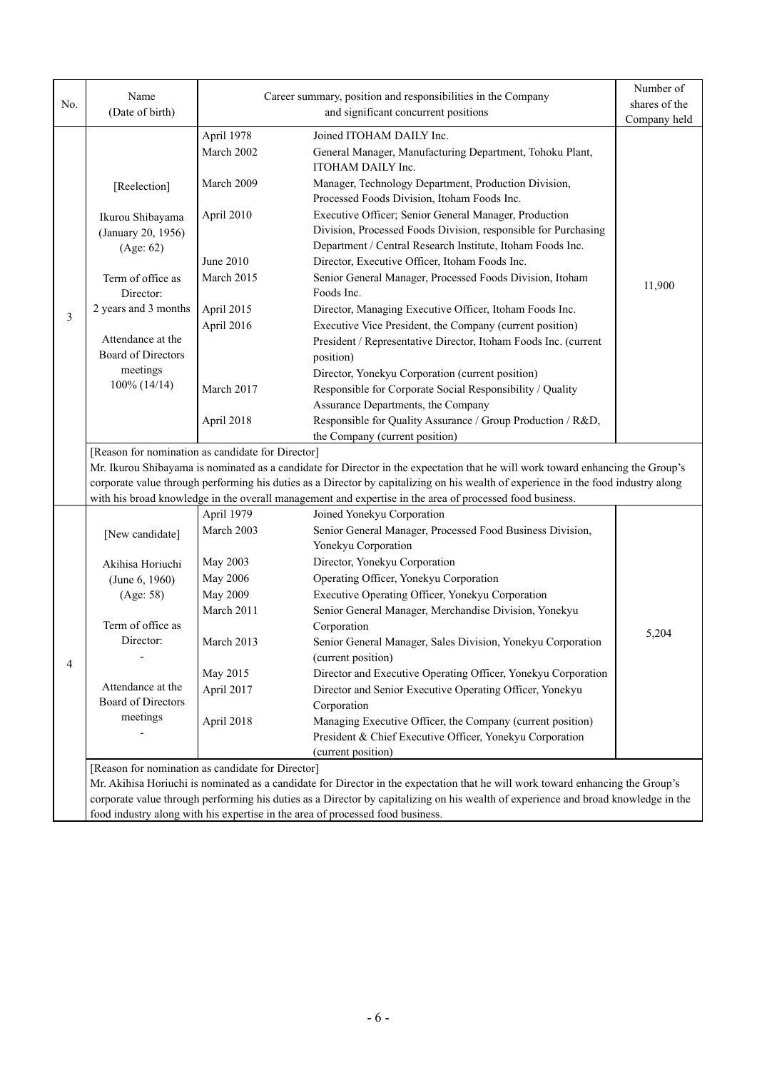| No. | Name (Date of birth) | Career summary, position and responsibilities in the Company and significant concurrent positions | | Number of shares of the Company held |
|---|---|---|---|---|
| 3 | [Reelection]<br><br>Ikurou Shibayama<br>(January 20, 1956)<br>(Age: 62)<br><br>Term of office as Director:<br>2 years and 3 months<br><br>Attendance at the Board of Directors meetings<br>100% (14/14) | April 1978 | Joined ITOHAM DAILY Inc. | 11,900 |
| | | March 2002 | General Manager, Manufacturing Department, Tohoku Plant, ITOHAM DAILY Inc. | |
| | | March 2009 | Manager, Technology Department, Production Division, Processed Foods Division, Itoham Foods Inc. | |
| | | April 2010 | Executive Officer; Senior General Manager, Production Division, Processed Foods Division, responsible for Purchasing Department / Central Research Institute, Itoham Foods Inc. | |
| | | June 2010 | Director, Executive Officer, Itoham Foods Inc. | |
| | | March 2015 | Senior General Manager, Processed Foods Division, Itoham Foods Inc. | |
| | | April 2015 | Director, Managing Executive Officer, Itoham Foods Inc. | |
| | | April 2016 | Executive Vice President, the Company (current position)<br>President / Representative Director, Itoham Foods Inc. (current position)<br>Director, Yonekyu Corporation (current position) | |
| | | March 2017 | Responsible for Corporate Social Responsibility / Quality Assurance Departments, the Company | |
| | | April 2018 | Responsible for Quality Assurance / Group Production / R&D, the Company (current position) | |
| | [Reason for nomination as candidate for Director]<br>Mr. Ikurou Shibayama is nominated as a candidate for Director in the expectation that he will work toward enhancing the Group's corporate value through performing his duties as a Director by capitalizing on his wealth of experience in the food industry along with his broad knowledge in the overall management and expertise in the area of processed food business. | | | |
| 4 | [New candidate]<br><br>Akihisa Horiuchi<br>(June 6, 1960)<br>(Age: 58)<br><br>Term of office as Director:<br>-<br><br>Attendance at the Board of Directors meetings<br>- | April 1979 | Joined Yonekyu Corporation | 5,204 |
| | | March 2003 | Senior General Manager, Processed Food Business Division, Yonekyu Corporation | |
| | | May 2003 | Director, Yonekyu Corporation | |
| | | May 2006 | Operating Officer, Yonekyu Corporation | |
| | | May 2009 | Executive Operating Officer, Yonekyu Corporation | |
| | | March 2011 | Senior General Manager, Merchandise Division, Yonekyu Corporation | |
| | | March 2013 | Senior General Manager, Sales Division, Yonekyu Corporation (current position) | |
| | | May 2015 | Director and Executive Operating Officer, Yonekyu Corporation | |
| | | April 2017 | Director and Senior Executive Operating Officer, Yonekyu Corporation | |
| | | April 2018 | Managing Executive Officer, the Company (current position)<br>President & Chief Executive Officer, Yonekyu Corporation (current position) | |
| | [Reason for nomination as candidate for Director]<br>Mr. Akihisa Horiuchi is nominated as a candidate for Director in the expectation that he will work toward enhancing the Group's corporate value through performing his duties as a Director by capitalizing on his wealth of experience and broad knowledge in the food industry along with his expertise in the area of processed food business. | | | |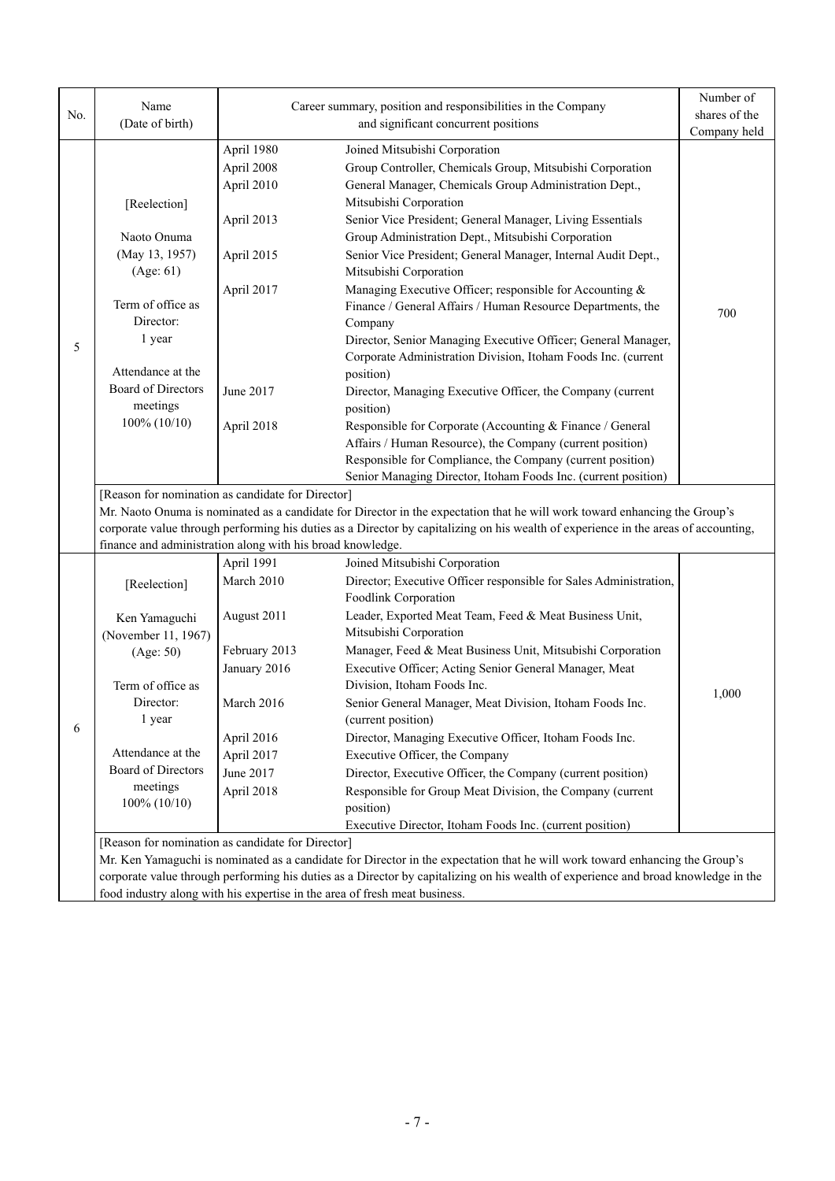| No. | Name (Date of birth) | Career summary, position and responsibilities in the Company and significant concurrent positions | | Number of shares of the Company held |
|---|---|---|---|---|
| 5 | [Reelection]<br><br>Naoto Onuma<br>(May 13, 1957)<br>(Age: 61)<br><br>Term of office as Director:<br>1 year<br><br>Attendance at the Board of Directors meetings<br>100% (10/10) | April 1980<br>April 2008<br>April 2010<br><br>April 2013<br><br>April 2015<br><br>April 2017<br><br><br><br><br><br>June 2017<br><br>April 2018 | Joined Mitsubishi Corporation<br>Group Controller, Chemicals Group, Mitsubishi Corporation<br>General Manager, Chemicals Group Administration Dept., Mitsubishi Corporation<br>Senior Vice President; General Manager, Living Essentials Group Administration Dept., Mitsubishi Corporation<br>Senior Vice President; General Manager, Internal Audit Dept., Mitsubishi Corporation<br>Managing Executive Officer; responsible for Accounting & Finance / General Affairs / Human Resource Departments, the Company<br>Director, Senior Managing Executive Officer; General Manager, Corporate Administration Division, Itoham Foods Inc. (current position)<br>Director, Managing Executive Officer, the Company (current position)<br>Responsible for Corporate (Accounting & Finance / General Affairs / Human Resource), the Company (current position)<br>Responsible for Compliance, the Company (current position)<br>Senior Managing Director, Itoham Foods Inc. (current position) | 700 |
| | [Reason for nomination as candidate for Director]<br>Mr. Naoto Onuma is nominated as a candidate for Director in the expectation that he will work toward enhancing the Group's corporate value through performing his duties as a Director by capitalizing on his wealth of experience in the areas of accounting, finance and administration along with his broad knowledge. | | | |
| 6 | [Reelection]<br><br>Ken Yamaguchi<br>(November 11, 1967)<br>(Age: 50)<br><br>Term of office as Director:<br>1 year<br><br>Attendance at the Board of Directors meetings<br>100% (10/10) | April 1991<br>March 2010<br><br>August 2011<br><br>February 2013<br>January 2016<br><br>March 2016<br><br>April 2016<br>April 2017<br>June 2017<br>April 2018 | Joined Mitsubishi Corporation<br>Director; Executive Officer responsible for Sales Administration, Foodlink Corporation<br>Leader, Exported Meat Team, Feed & Meat Business Unit, Mitsubishi Corporation<br>Manager, Feed & Meat Business Unit, Mitsubishi Corporation<br>Executive Officer; Acting Senior General Manager, Meat Division, Itoham Foods Inc.<br>Senior General Manager, Meat Division, Itoham Foods Inc. (current position)<br>Director, Managing Executive Officer, Itoham Foods Inc.<br>Executive Officer, the Company<br>Director, Executive Officer, the Company (current position)<br>Responsible for Group Meat Division, the Company (current position)<br>Executive Director, Itoham Foods Inc. (current position) | 1,000 |
| | [Reason for nomination as candidate for Director]<br>Mr. Ken Yamaguchi is nominated as a candidate for Director in the expectation that he will work toward enhancing the Group's corporate value through performing his duties as a Director by capitalizing on his wealth of experience and broad knowledge in the food industry along with his expertise in the area of fresh meat business. | | | |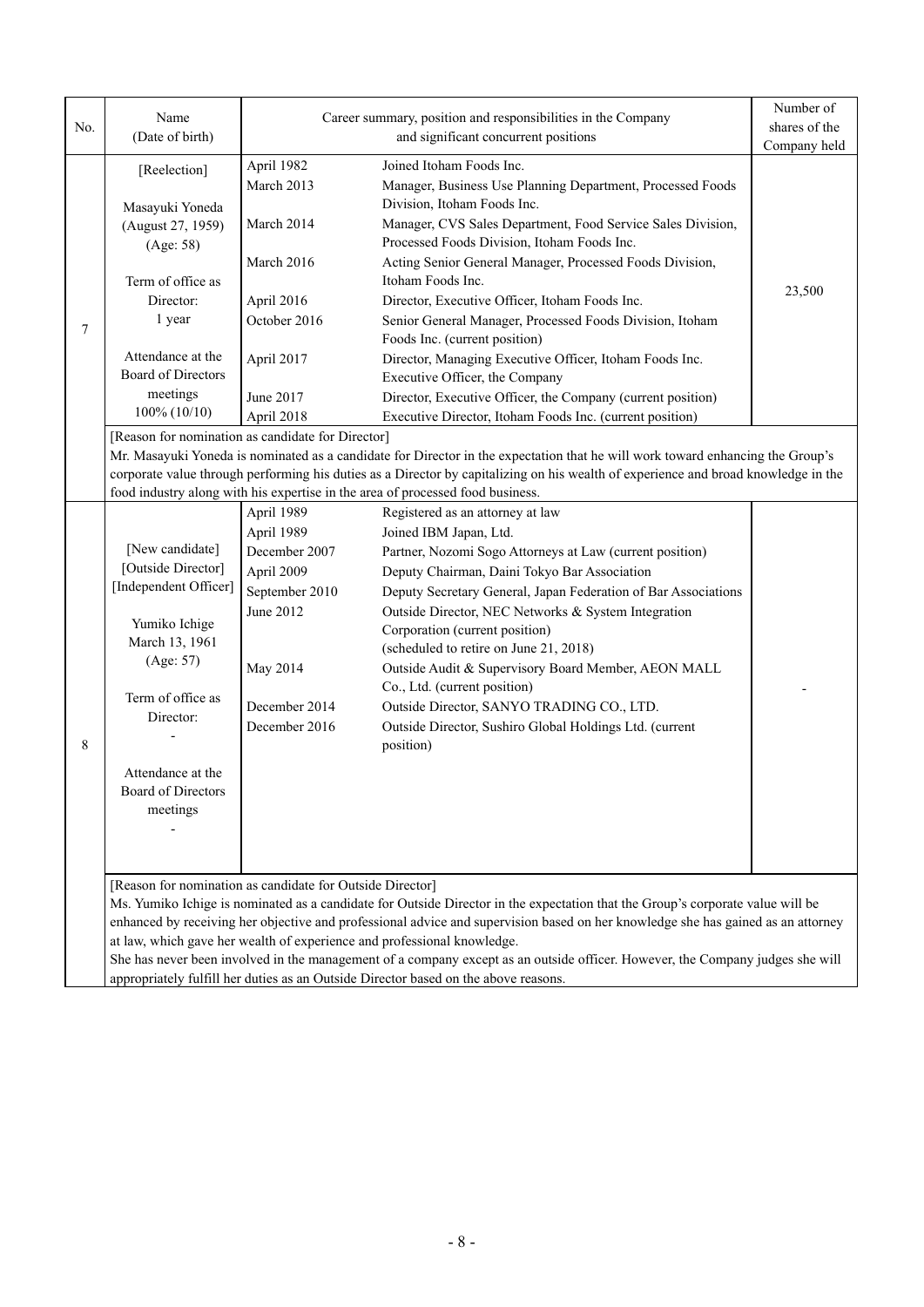| No. | Name (Date of birth) | Career summary, position and responsibilities in the Company and significant concurrent positions | | Number of shares of the Company held |
|---|---|---|---|---|
| 7 | [Reelection]<br><br>Masayuki Yoneda<br>(August 27, 1959)<br>(Age: 58)<br><br>Term of office as Director:<br>1 year<br><br>Attendance at the Board of Directors meetings<br>100% (10/10) | April 1982<br>March 2013<br><br>March 2014<br><br>March 2016<br><br>April 2016<br>October 2016<br><br>April 2017<br><br>June 2017<br>April 2018 | Joined Itoham Foods Inc.<br>Manager, Business Use Planning Department, Processed Foods Division, Itoham Foods Inc.<br>Manager, CVS Sales Department, Food Service Sales Division, Processed Foods Division, Itoham Foods Inc.<br>Acting Senior General Manager, Processed Foods Division, Itoham Foods Inc.<br>Director, Executive Officer, Itoham Foods Inc.<br>Senior General Manager, Processed Foods Division, Itoham Foods Inc. (current position)<br>Director, Managing Executive Officer, Itoham Foods Inc.<br>Executive Officer, the Company<br>Director, Executive Officer, the Company (current position)<br>Executive Director, Itoham Foods Inc. (current position) | 23,500 |
| | [Reason for nomination as candidate for Director]<br>Mr. Masayuki Yoneda is nominated as a candidate for Director in the expectation that he will work toward enhancing the Group's corporate value through performing his duties as a Director by capitalizing on his wealth of experience and broad knowledge in the food industry along with his expertise in the area of processed food business. | | | |
| 8 | [New candidate]<br>[Outside Director]<br>[Independent Officer]<br><br>Yumiko Ichige<br>March 13, 1961<br>(Age: 57)<br><br>Term of office as Director:<br>-<br><br>Attendance at the Board of Directors meetings<br>- | April 1989<br>April 1989<br>December 2007<br>April 2009<br>September 2010<br>June 2012<br><br><br>May 2014<br><br>December 2014<br>December 2016 | Registered as an attorney at law<br>Joined IBM Japan, Ltd.<br>Partner, Nozomi Sogo Attorneys at Law (current position)<br>Deputy Chairman, Daini Tokyo Bar Association<br>Deputy Secretary General, Japan Federation of Bar Associations<br>Outside Director, NEC Networks & System Integration Corporation (current position)<br>(scheduled to retire on June 21, 2018)<br>Outside Audit & Supervisory Board Member, AEON MALL Co., Ltd. (current position)<br>Outside Director, SANYO TRADING CO., LTD.<br>Outside Director, Sushiro Global Holdings Ltd. (current position) | - |
| | [Reason for nomination as candidate for Outside Director]<br>Ms. Yumiko Ichige is nominated as a candidate for Outside Director in the expectation that the Group's corporate value will be enhanced by receiving her objective and professional advice and supervision based on her knowledge she has gained as an attorney at law, which gave her wealth of experience and professional knowledge.<br>She has never been involved in the management of a company except as an outside officer. However, the Company judges she will appropriately fulfill her duties as an Outside Director based on the above reasons. | | | |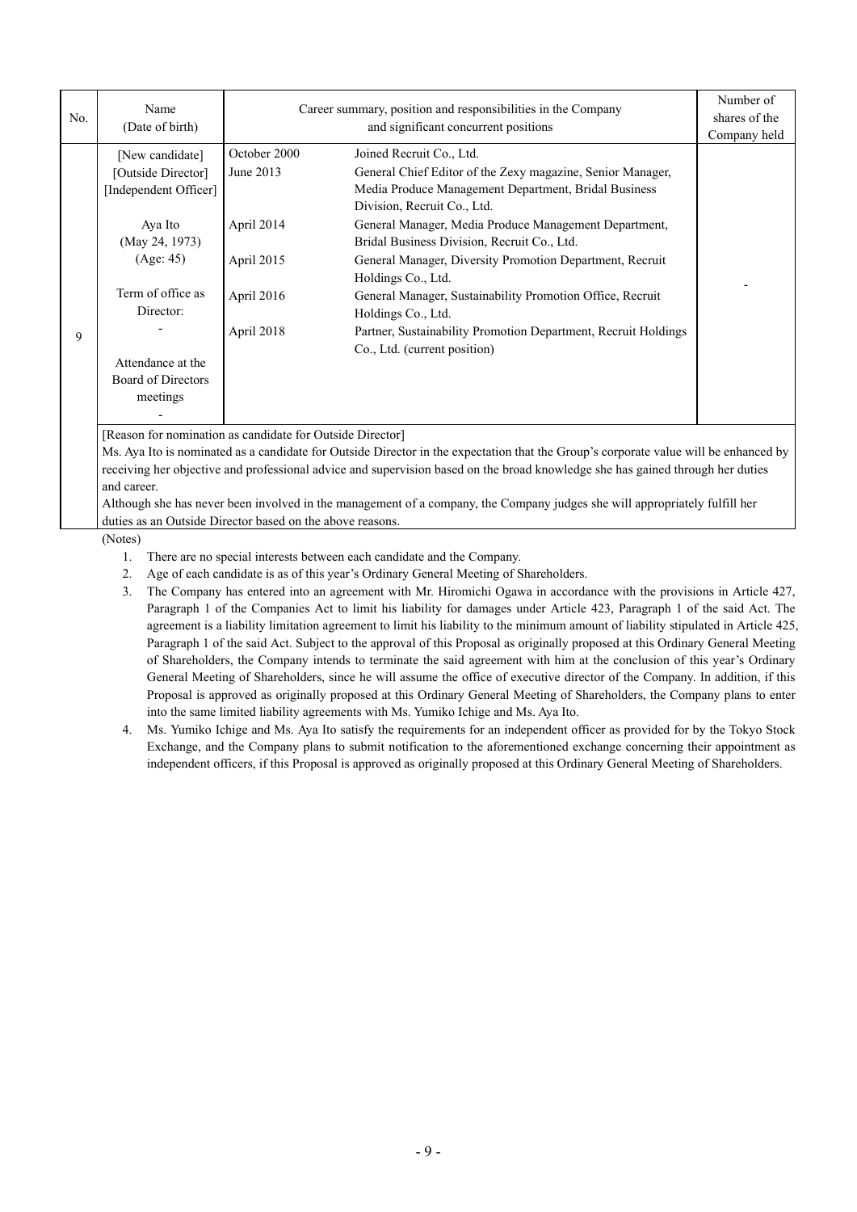| No. | Name (Date of birth) | Career summary, position and responsibilities in the Company and significant concurrent positions | | Number of shares of the Company held |
|---|---|---|---|---|
| 9 | [New candidate]<br>[Outside Director]<br>[Independent Officer]<br><br>Aya Ito<br>(May 24, 1973)<br>(Age: 45)<br><br>Term of office as Director:<br>-<br><br>Attendance at the Board of Directors meetings<br>- | October 2000 | Joined Recruit Co., Ltd. | - |
| | | June 2013 | General Chief Editor of the Zexy magazine, Senior Manager, Media Produce Management Department, Bridal Business Division, Recruit Co., Ltd. | |
| | | April 2014 | General Manager, Media Produce Management Department, Bridal Business Division, Recruit Co., Ltd. | |
| | | April 2015 | General Manager, Diversity Promotion Department, Recruit Holdings Co., Ltd. | |
| | | April 2016 | General Manager, Sustainability Promotion Office, Recruit Holdings Co., Ltd. | |
| | | April 2018 | Partner, Sustainability Promotion Department, Recruit Holdings Co., Ltd. (current position) | |

[Reason for nomination as candidate for Outside Director]
Ms. Aya Ito is nominated as a candidate for Outside Director in the expectation that the Group's corporate value will be enhanced by receiving her objective and professional advice and supervision based on the broad knowledge she has gained through her duties and career.
Although she has never been involved in the management of a company, the Company judges she will appropriately fulfill her duties as an Outside Director based on the above reasons.

(Notes)

1. There are no special interests between each candidate and the Company.
2. Age of each candidate is as of this year's Ordinary General Meeting of Shareholders.
3. The Company has entered into an agreement with Mr. Hiromichi Ogawa in accordance with the provisions in Article 427, Paragraph 1 of the Companies Act to limit his liability for damages under Article 423, Paragraph 1 of the said Act. The agreement is a liability limitation agreement to limit his liability to the minimum amount of liability stipulated in Article 425, Paragraph 1 of the said Act. Subject to the approval of this Proposal as originally proposed at this Ordinary General Meeting of Shareholders, the Company intends to terminate the said agreement with him at the conclusion of this year's Ordinary General Meeting of Shareholders, since he will assume the office of executive director of the Company. In addition, if this Proposal is approved as originally proposed at this Ordinary General Meeting of Shareholders, the Company plans to enter into the same limited liability agreements with Ms. Yumiko Ichige and Ms. Aya Ito.
4. Ms. Yumiko Ichige and Ms. Aya Ito satisfy the requirements for an independent officer as provided for by the Tokyo Stock Exchange, and the Company plans to submit notification to the aforementioned exchange concerning their appointment as independent officers, if this Proposal is approved as originally proposed at this Ordinary General Meeting of Shareholders.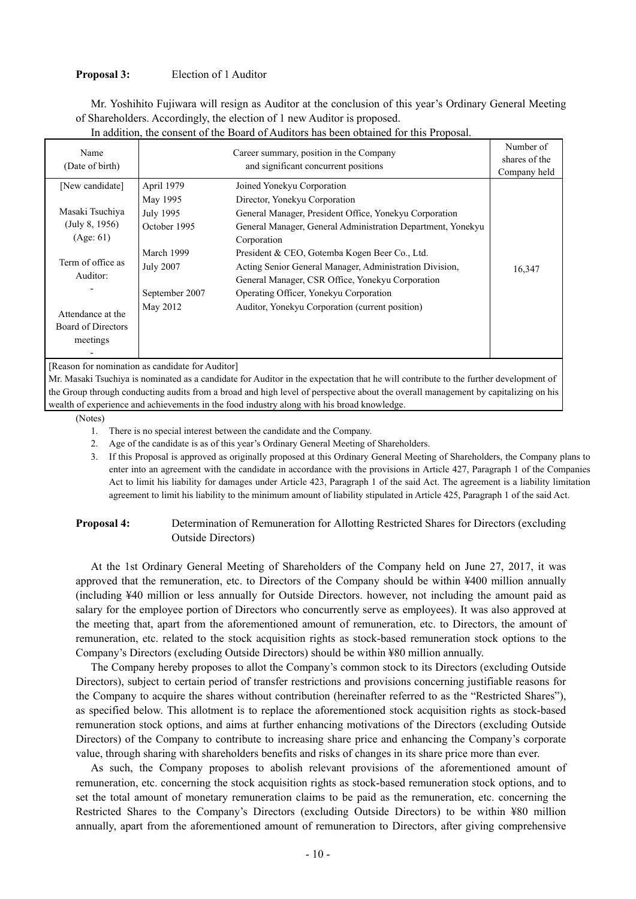**Proposal 3:** Election of 1 Auditor

Mr. Yoshihito Fujiwara will resign as Auditor at the conclusion of this year's Ordinary General Meeting of Shareholders. Accordingly, the election of 1 new Auditor is proposed.

In addition, the consent of the Board of Auditors has been obtained for this Proposal.

| Name (Date of birth) | Career summary, position in the Company and significant concurrent positions | | Number of shares of the Company held |
|---|---|---|---|
| [New candidate]<br><br>Masaki Tsuchiya<br>(July 8, 1956)<br>(Age: 61)<br><br>Term of office as Auditor:<br>-<br><br>Attendance at the Board of Directors meetings<br>- | April 1979<br>May 1995<br>July 1995<br>October 1995<br><br>March 1999<br>July 2007<br><br>September 2007<br>May 2012 | Joined Yonekyu Corporation<br>Director, Yonekyu Corporation<br>General Manager, President Office, Yonekyu Corporation<br>General Manager, General Administration Department, Yonekyu Corporation<br>President & CEO, Gotemba Kogen Beer Co., Ltd.<br>Acting Senior General Manager, Administration Division, General Manager, CSR Office, Yonekyu Corporation<br>Operating Officer, Yonekyu Corporation<br>Auditor, Yonekyu Corporation (current position) | 16,347 |
| [Reason for nomination as candidate for Auditor]<br>Mr. Masaki Tsuchiya is nominated as a candidate for Auditor in the expectation that he will contribute to the further development of the Group through conducting audits from a broad and high level of perspective about the overall management by capitalizing on his wealth of experience and achievements in the food industry along with his broad knowledge. | | | |

(Notes)

1. There is no special interest between the candidate and the Company.
2. Age of the candidate is as of this year's Ordinary General Meeting of Shareholders.
3. If this Proposal is approved as originally proposed at this Ordinary General Meeting of Shareholders, the Company plans to enter into an agreement with the candidate in accordance with the provisions in Article 427, Paragraph 1 of the Companies Act to limit his liability for damages under Article 423, Paragraph 1 of the said Act. The agreement is a liability limitation agreement to limit his liability to the minimum amount of liability stipulated in Article 425, Paragraph 1 of the said Act.

**Proposal 4:** Determination of Remuneration for Allotting Restricted Shares for Directors (excluding Outside Directors)

At the 1st Ordinary General Meeting of Shareholders of the Company held on June 27, 2017, it was approved that the remuneration, etc. to Directors of the Company should be within ¥400 million annually (including ¥40 million or less annually for Outside Directors. however, not including the amount paid as salary for the employee portion of Directors who concurrently serve as employees). It was also approved at the meeting that, apart from the aforementioned amount of remuneration, etc. to Directors, the amount of remuneration, etc. related to the stock acquisition rights as stock-based remuneration stock options to the Company's Directors (excluding Outside Directors) should be within ¥80 million annually.

The Company hereby proposes to allot the Company's common stock to its Directors (excluding Outside Directors), subject to certain period of transfer restrictions and provisions concerning justifiable reasons for the Company to acquire the shares without contribution (hereinafter referred to as the "Restricted Shares"), as specified below. This allotment is to replace the aforementioned stock acquisition rights as stock-based remuneration stock options, and aims at further enhancing motivations of the Directors (excluding Outside Directors) of the Company to contribute to increasing share price and enhancing the Company's corporate value, through sharing with shareholders benefits and risks of changes in its share price more than ever.

As such, the Company proposes to abolish relevant provisions of the aforementioned amount of remuneration, etc. concerning the stock acquisition rights as stock-based remuneration stock options, and to set the total amount of monetary remuneration claims to be paid as the remuneration, etc. concerning the Restricted Shares to the Company's Directors (excluding Outside Directors) to be within ¥80 million annually, apart from the aforementioned amount of remuneration to Directors, after giving comprehensive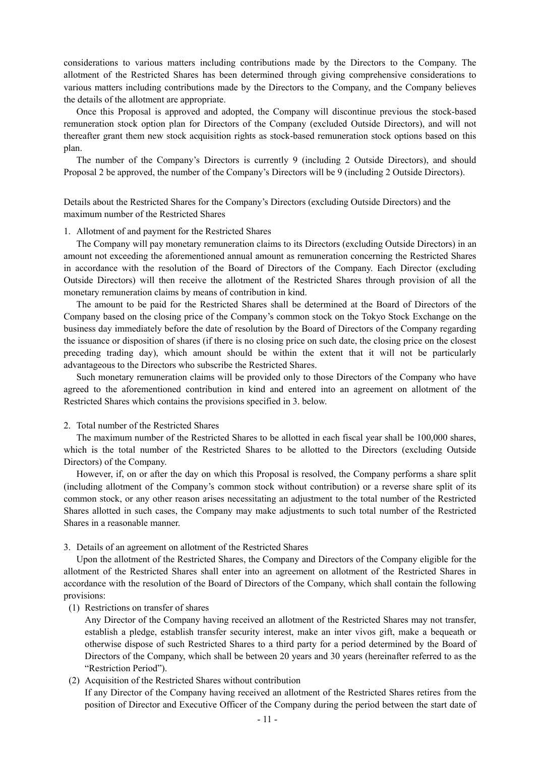considerations to various matters including contributions made by the Directors to the Company. The allotment of the Restricted Shares has been determined through giving comprehensive considerations to various matters including contributions made by the Directors to the Company, and the Company believes the details of the allotment are appropriate.

Once this Proposal is approved and adopted, the Company will discontinue previous the stock-based remuneration stock option plan for Directors of the Company (excluded Outside Directors), and will not thereafter grant them new stock acquisition rights as stock-based remuneration stock options based on this plan.

The number of the Company's Directors is currently 9 (including 2 Outside Directors), and should Proposal 2 be approved, the number of the Company's Directors will be 9 (including 2 Outside Directors).

Details about the Restricted Shares for the Company's Directors (excluding Outside Directors) and the maximum number of the Restricted Shares

1. Allotment of and payment for the Restricted Shares

The Company will pay monetary remuneration claims to its Directors (excluding Outside Directors) in an amount not exceeding the aforementioned annual amount as remuneration concerning the Restricted Shares in accordance with the resolution of the Board of Directors of the Company. Each Director (excluding Outside Directors) will then receive the allotment of the Restricted Shares through provision of all the monetary remuneration claims by means of contribution in kind.

The amount to be paid for the Restricted Shares shall be determined at the Board of Directors of the Company based on the closing price of the Company's common stock on the Tokyo Stock Exchange on the business day immediately before the date of resolution by the Board of Directors of the Company regarding the issuance or disposition of shares (if there is no closing price on such date, the closing price on the closest preceding trading day), which amount should be within the extent that it will not be particularly advantageous to the Directors who subscribe the Restricted Shares.

Such monetary remuneration claims will be provided only to those Directors of the Company who have agreed to the aforementioned contribution in kind and entered into an agreement on allotment of the Restricted Shares which contains the provisions specified in 3. below.

2. Total number of the Restricted Shares

The maximum number of the Restricted Shares to be allotted in each fiscal year shall be 100,000 shares, which is the total number of the Restricted Shares to be allotted to the Directors (excluding Outside Directors) of the Company.

However, if, on or after the day on which this Proposal is resolved, the Company performs a share split (including allotment of the Company's common stock without contribution) or a reverse share split of its common stock, or any other reason arises necessitating an adjustment to the total number of the Restricted Shares allotted in such cases, the Company may make adjustments to such total number of the Restricted Shares in a reasonable manner.

3. Details of an agreement on allotment of the Restricted Shares

Upon the allotment of the Restricted Shares, the Company and Directors of the Company eligible for the allotment of the Restricted Shares shall enter into an agreement on allotment of the Restricted Shares in accordance with the resolution of the Board of Directors of the Company, which shall contain the following provisions:

(1) Restrictions on transfer of shares

Any Director of the Company having received an allotment of the Restricted Shares may not transfer, establish a pledge, establish transfer security interest, make an inter vivos gift, make a bequeath or otherwise dispose of such Restricted Shares to a third party for a period determined by the Board of Directors of the Company, which shall be between 20 years and 30 years (hereinafter referred to as the "Restriction Period").

(2) Acquisition of the Restricted Shares without contribution

If any Director of the Company having received an allotment of the Restricted Shares retires from the position of Director and Executive Officer of the Company during the period between the start date of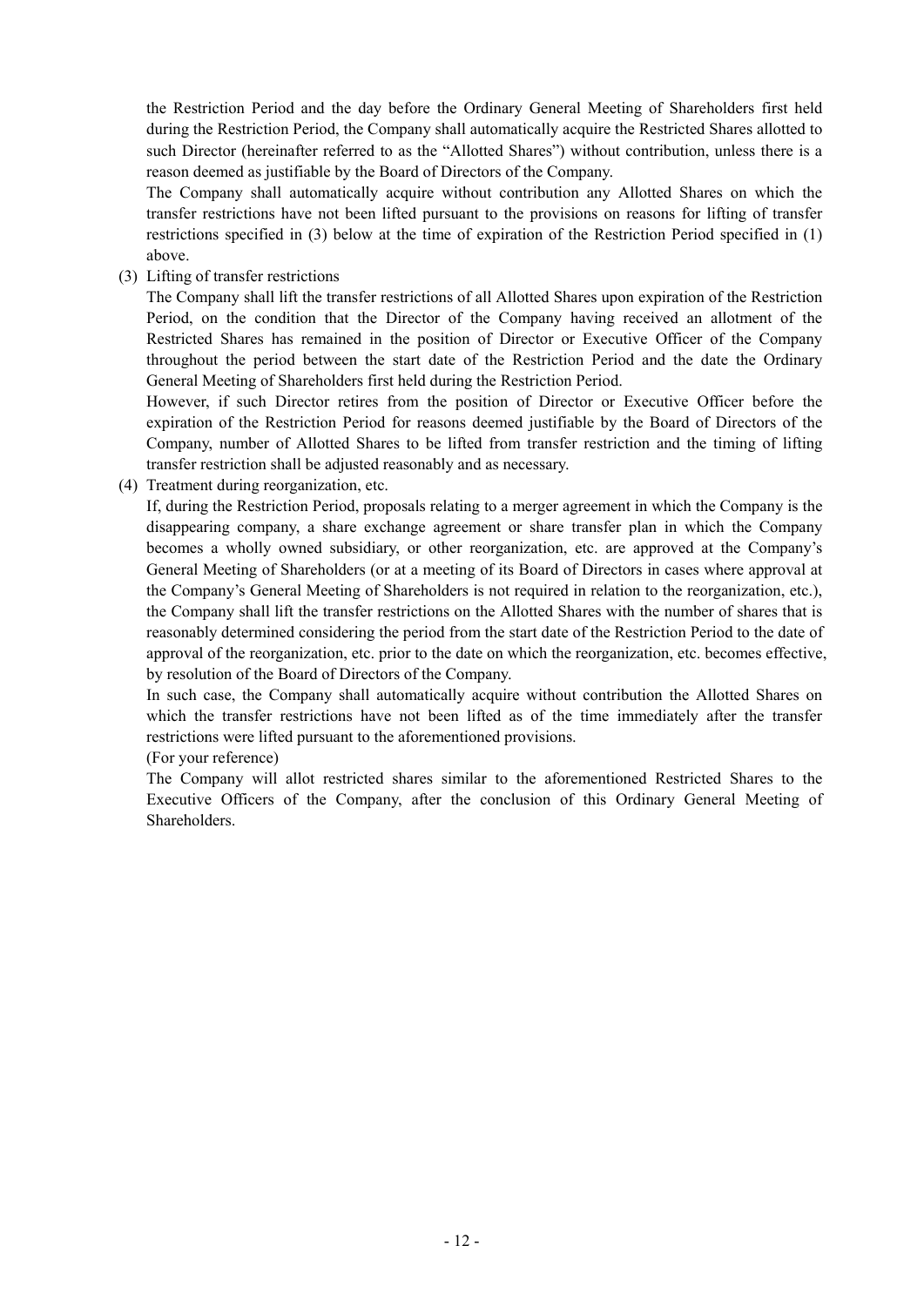the Restriction Period and the day before the Ordinary General Meeting of Shareholders first held during the Restriction Period, the Company shall automatically acquire the Restricted Shares allotted to such Director (hereinafter referred to as the "Allotted Shares") without contribution, unless there is a reason deemed as justifiable by the Board of Directors of the Company.

The Company shall automatically acquire without contribution any Allotted Shares on which the transfer restrictions have not been lifted pursuant to the provisions on reasons for lifting of transfer restrictions specified in (3) below at the time of expiration of the Restriction Period specified in (1) above.

(3) Lifting of transfer restrictions

The Company shall lift the transfer restrictions of all Allotted Shares upon expiration of the Restriction Period, on the condition that the Director of the Company having received an allotment of the Restricted Shares has remained in the position of Director or Executive Officer of the Company throughout the period between the start date of the Restriction Period and the date the Ordinary General Meeting of Shareholders first held during the Restriction Period.

However, if such Director retires from the position of Director or Executive Officer before the expiration of the Restriction Period for reasons deemed justifiable by the Board of Directors of the Company, number of Allotted Shares to be lifted from transfer restriction and the timing of lifting transfer restriction shall be adjusted reasonably and as necessary.

(4) Treatment during reorganization, etc.

If, during the Restriction Period, proposals relating to a merger agreement in which the Company is the disappearing company, a share exchange agreement or share transfer plan in which the Company becomes a wholly owned subsidiary, or other reorganization, etc. are approved at the Company's General Meeting of Shareholders (or at a meeting of its Board of Directors in cases where approval at the Company's General Meeting of Shareholders is not required in relation to the reorganization, etc.), the Company shall lift the transfer restrictions on the Allotted Shares with the number of shares that is reasonably determined considering the period from the start date of the Restriction Period to the date of approval of the reorganization, etc. prior to the date on which the reorganization, etc. becomes effective, by resolution of the Board of Directors of the Company.

In such case, the Company shall automatically acquire without contribution the Allotted Shares on which the transfer restrictions have not been lifted as of the time immediately after the transfer restrictions were lifted pursuant to the aforementioned provisions.

(For your reference)

The Company will allot restricted shares similar to the aforementioned Restricted Shares to the Executive Officers of the Company, after the conclusion of this Ordinary General Meeting of Shareholders.